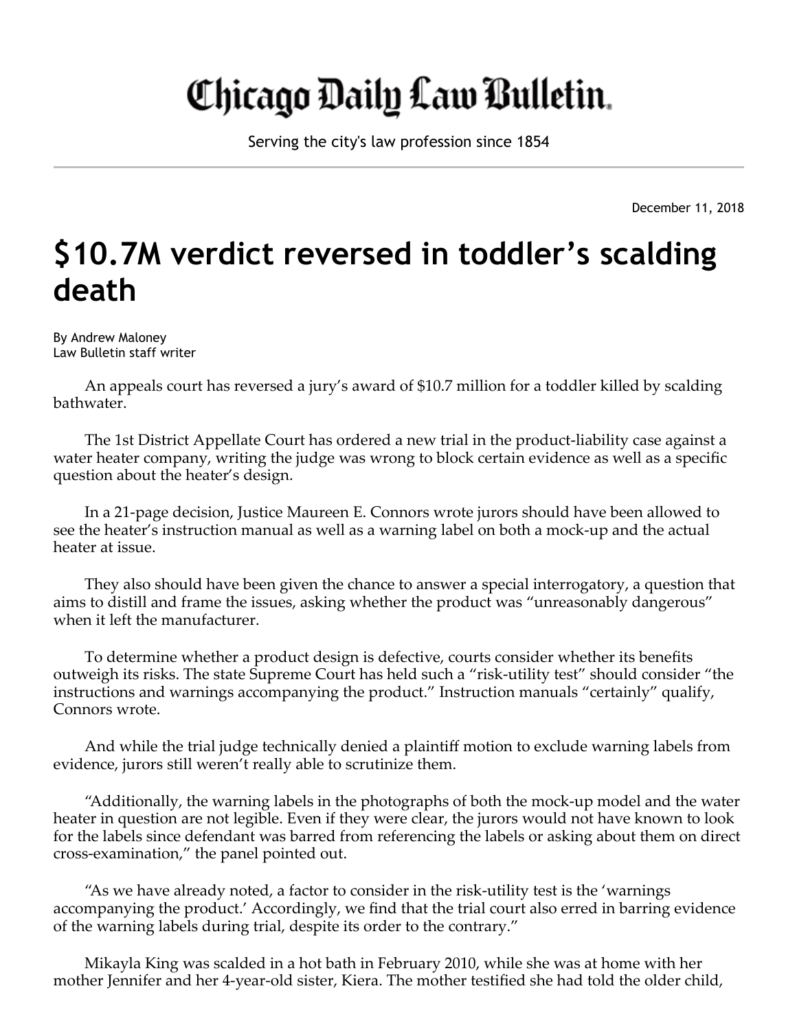# Chicago Daily Law Bulletin

Serving the city's law profession since 1854

December 11, 2018

# $10.7M verdict reversed in toddler's scalding death

By Andrew Maloney
Law Bulletin staff writer

An appeals court has reversed a jury's award of $10.7 million for a toddler killed by scalding bathwater.

The 1st District Appellate Court has ordered a new trial in the product-liability case against a water heater company, writing the judge was wrong to block certain evidence as well as a specific question about the heater's design.

In a 21-page decision, Justice Maureen E. Connors wrote jurors should have been allowed to see the heater's instruction manual as well as a warning label on both a mock-up and the actual heater at issue.

They also should have been given the chance to answer a special interrogatory, a question that aims to distill and frame the issues, asking whether the product was "unreasonably dangerous" when it left the manufacturer.

To determine whether a product design is defective, courts consider whether its benefits outweigh its risks. The state Supreme Court has held such a "risk-utility test" should consider "the instructions and warnings accompanying the product." Instruction manuals "certainly" qualify, Connors wrote.

And while the trial judge technically denied a plaintiff motion to exclude warning labels from evidence, jurors still weren't really able to scrutinize them.

"Additionally, the warning labels in the photographs of both the mock-up model and the water heater in question are not legible. Even if they were clear, the jurors would not have known to look for the labels since defendant was barred from referencing the labels or asking about them on direct cross-examination," the panel pointed out.

"As we have already noted, a factor to consider in the risk-utility test is the 'warnings accompanying the product.' Accordingly, we find that the trial court also erred in barring evidence of the warning labels during trial, despite its order to the contrary."

Mikayla King was scalded in a hot bath in February 2010, while she was at home with her mother Jennifer and her 4-year-old sister, Kiera. The mother testified she had told the older child,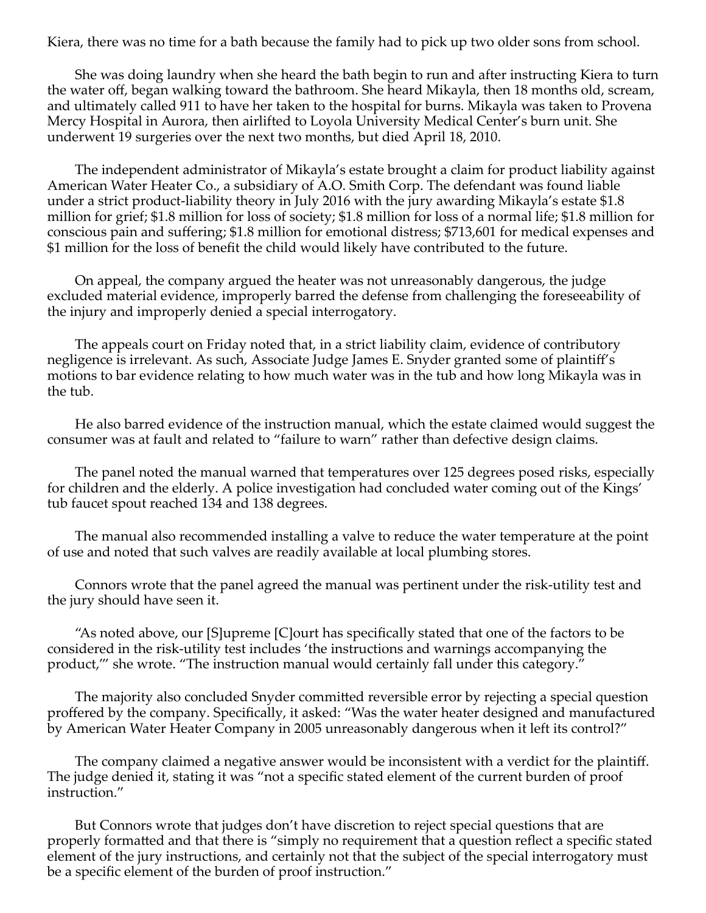Kiera, there was no time for a bath because the family had to pick up two older sons from school.

She was doing laundry when she heard the bath begin to run and after instructing Kiera to turn the water off, began walking toward the bathroom. She heard Mikayla, then 18 months old, scream, and ultimately called 911 to have her taken to the hospital for burns. Mikayla was taken to Provena Mercy Hospital in Aurora, then airlifted to Loyola University Medical Center's burn unit. She underwent 19 surgeries over the next two months, but died April 18, 2010.

The independent administrator of Mikayla's estate brought a claim for product liability against American Water Heater Co., a subsidiary of A.O. Smith Corp. The defendant was found liable under a strict product-liability theory in July 2016 with the jury awarding Mikayla's estate $1.8 million for grief; $1.8 million for loss of society; $1.8 million for loss of a normal life; $1.8 million for conscious pain and suffering; $1.8 million for emotional distress; $713,601 for medical expenses and $1 million for the loss of benefit the child would likely have contributed to the future.

On appeal, the company argued the heater was not unreasonably dangerous, the judge excluded material evidence, improperly barred the defense from challenging the foreseeability of the injury and improperly denied a special interrogatory.

The appeals court on Friday noted that, in a strict liability claim, evidence of contributory negligence is irrelevant. As such, Associate Judge James E. Snyder granted some of plaintiff's motions to bar evidence relating to how much water was in the tub and how long Mikayla was in the tub.

He also barred evidence of the instruction manual, which the estate claimed would suggest the consumer was at fault and related to "failure to warn" rather than defective design claims.

The panel noted the manual warned that temperatures over 125 degrees posed risks, especially for children and the elderly. A police investigation had concluded water coming out of the Kings' tub faucet spout reached 134 and 138 degrees.

The manual also recommended installing a valve to reduce the water temperature at the point of use and noted that such valves are readily available at local plumbing stores.

Connors wrote that the panel agreed the manual was pertinent under the risk-utility test and the jury should have seen it.

"As noted above, our [S]upreme [C]ourt has specifically stated that one of the factors to be considered in the risk-utility test includes 'the instructions and warnings accompanying the product,'" she wrote. "The instruction manual would certainly fall under this category."

The majority also concluded Snyder committed reversible error by rejecting a special question proffered by the company. Specifically, it asked: "Was the water heater designed and manufactured by American Water Heater Company in 2005 unreasonably dangerous when it left its control?"

The company claimed a negative answer would be inconsistent with a verdict for the plaintiff. The judge denied it, stating it was "not a specific stated element of the current burden of proof instruction."

But Connors wrote that judges don't have discretion to reject special questions that are properly formatted and that there is "simply no requirement that a question reflect a specific stated element of the jury instructions, and certainly not that the subject of the special interrogatory must be a specific element of the burden of proof instruction."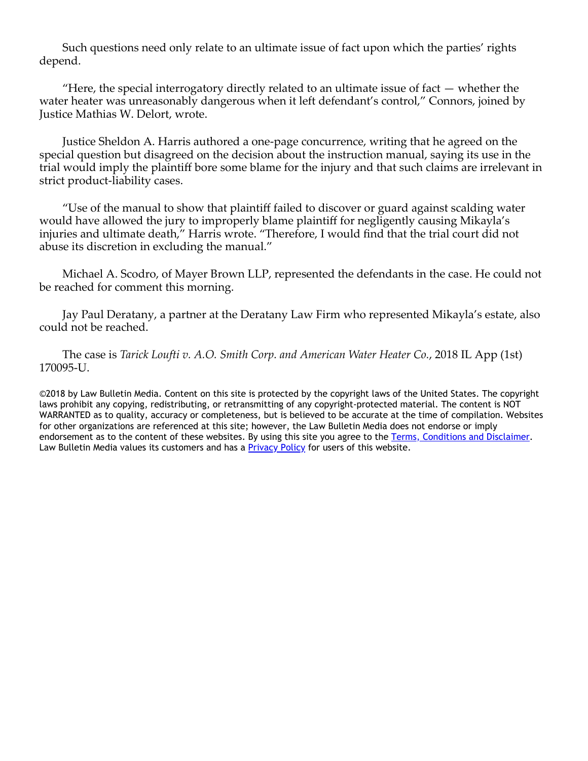Such questions need only relate to an ultimate issue of fact upon which the parties' rights depend.

"Here, the special interrogatory directly related to an ultimate issue of fact — whether the water heater was unreasonably dangerous when it left defendant's control," Connors, joined by Justice Mathias W. Delort, wrote.

Justice Sheldon A. Harris authored a one-page concurrence, writing that he agreed on the special question but disagreed on the decision about the instruction manual, saying its use in the trial would imply the plaintiff bore some blame for the injury and that such claims are irrelevant in strict product-liability cases.

"Use of the manual to show that plaintiff failed to discover or guard against scalding water would have allowed the jury to improperly blame plaintiff for negligently causing Mikayla's injuries and ultimate death," Harris wrote. "Therefore, I would find that the trial court did not abuse its discretion in excluding the manual."

Michael A. Scodro, of Mayer Brown LLP, represented the defendants in the case. He could not be reached for comment this morning.

Jay Paul Deratany, a partner at the Deratany Law Firm who represented Mikayla's estate, also could not be reached.

The case is *Tarick Loufti v. A.O. Smith Corp. and American Water Heater Co.*, 2018 IL App (1st) 170095-U.

©2018 by Law Bulletin Media. Content on this site is protected by the copyright laws of the United States. The copyright laws prohibit any copying, redistributing, or retransmitting of any copyright-protected material. The content is NOT WARRANTED as to quality, accuracy or completeness, but is believed to be accurate at the time of compilation. Websites for other organizations are referenced at this site; however, the Law Bulletin Media does not endorse or imply endorsement as to the content of these websites. By using this site you agree to the Terms, Conditions and Disclaimer. Law Bulletin Media values its customers and has a Privacy Policy for users of this website.